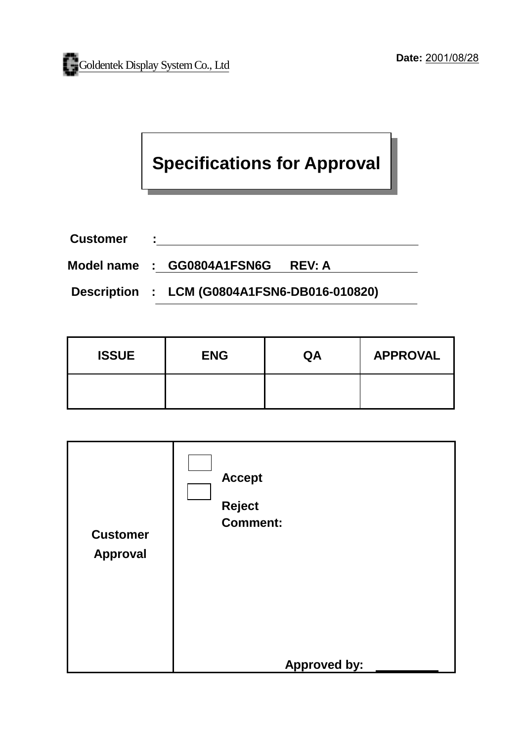Goldentek Display System Co., Ltd

**Date:** 2001/08/28

# Specifications for Approval

**Customer** :

**Model name** : **GG0804A1FSN6G REV: A**

**Description** : **LCM (G0804A1FSN6-DB016-010820)**

| ISSUE | ENG | QA | APPROVAL |
|---|---|---|---|
| | | | |

| Customer Approval | ☐ Accept<br>☐ Reject<br>Comment:<br><br>Approved by: __________ |
|---|---|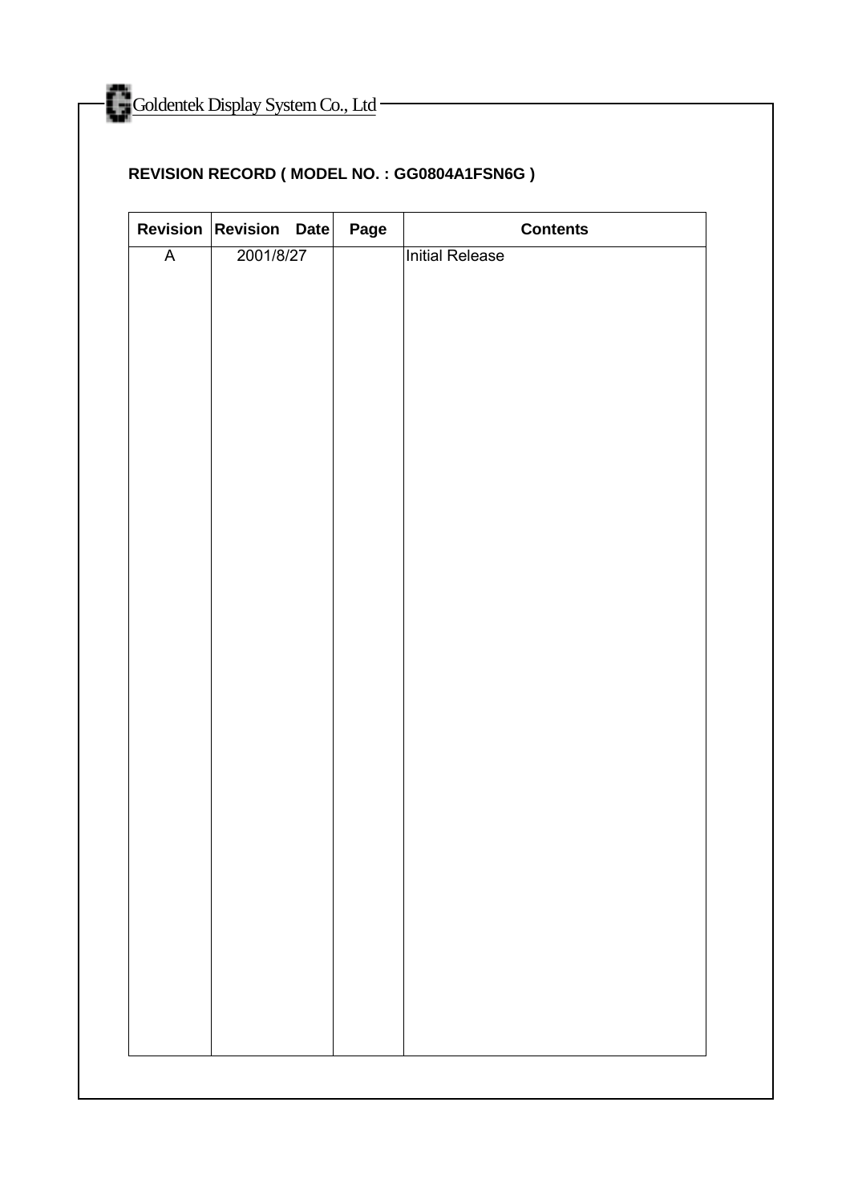Goldentek Display System Co., Ltd

**REVISION RECORD ( MODEL NO. : GG0804A1FSN6G )**

| Revision | Revision Date | Page | Contents |
|---|---|---|---|
| A | 2001/8/27 | | Initial Release |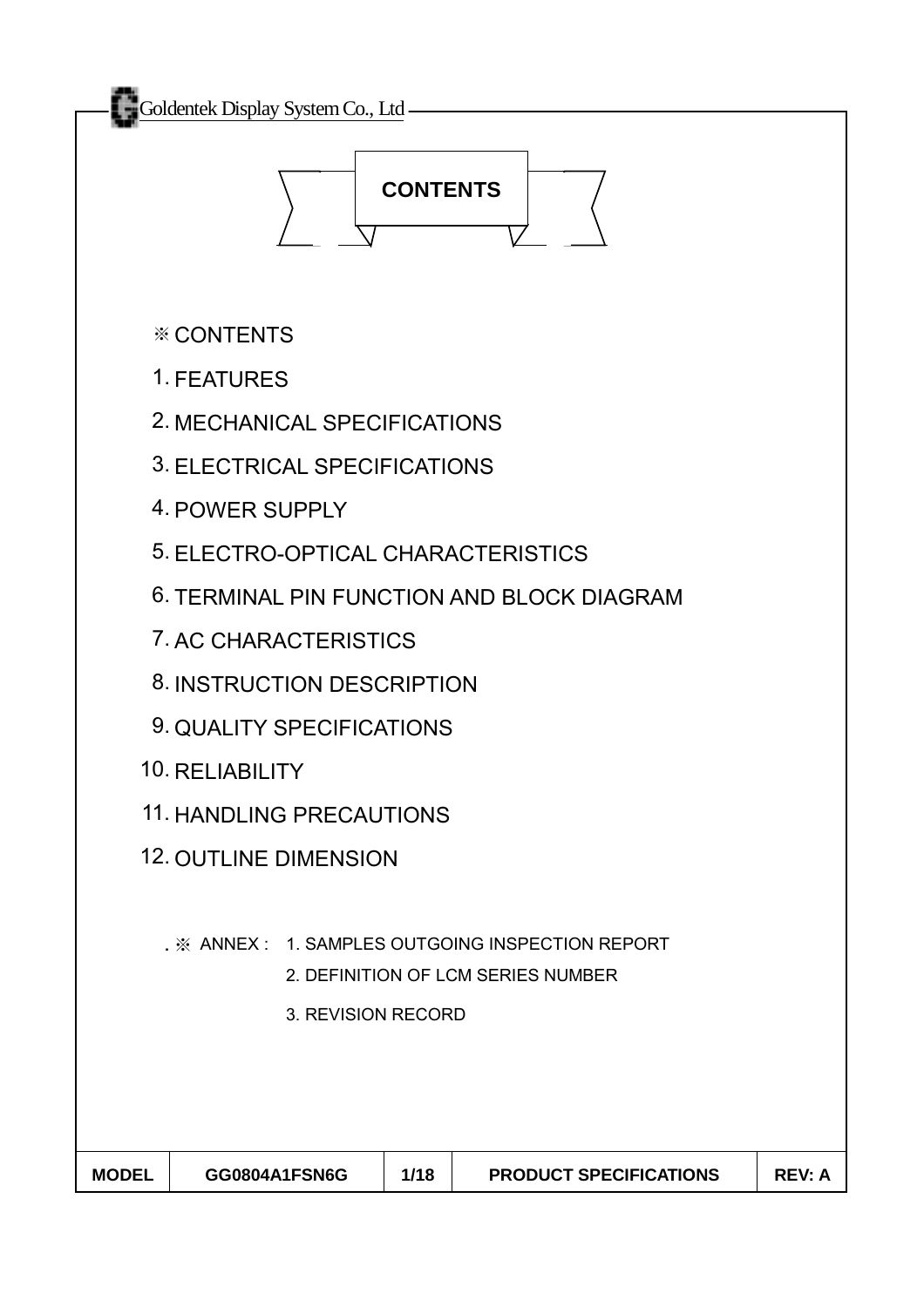# CONTENTS

※ CONTENTS

1. FEATURES
2. MECHANICAL SPECIFICATIONS
3. ELECTRICAL SPECIFICATIONS
4. POWER SUPPLY
5. ELECTRO-OPTICAL CHARACTERISTICS
6. TERMINAL PIN FUNCTION AND BLOCK DIAGRAM
7. AC CHARACTERISTICS
8. INSTRUCTION DESCRIPTION
9. QUALITY SPECIFICATIONS
10. RELIABILITY
11. HANDLING PRECAUTIONS
12. OUTLINE DIMENSION

. ※ ANNEX : 1. SAMPLES OUTGOING INSPECTION REPORT
2. DEFINITION OF LCM SERIES NUMBER
3. REVISION RECORD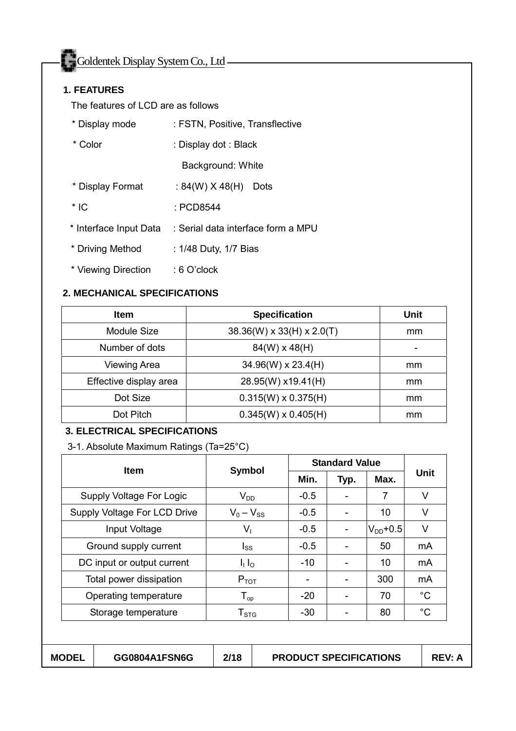## 1. FEATURES

The features of LCD are as follows

- * Display mode : FSTN, Positive, Transflective
- * Color : Display dot : Black
  Background: White
- * Display Format : 84(W) X 48(H) Dots
- * IC : PCD8544
- * Interface Input Data : Serial data interface form a MPU
- * Driving Method : 1/48 Duty, 1/7 Bias
- * Viewing Direction : 6 O'clock

## 2. MECHANICAL SPECIFICATIONS

| Item | Specification | Unit |
|---|---|---|
| Module Size | 38.36(W) x 33(H) x 2.0(T) | mm |
| Number of dots | 84(W) x 48(H) | - |
| Viewing Area | 34.96(W) x 23.4(H) | mm |
| Effective display area | 28.95(W) x19.41(H) | mm |
| Dot Size | 0.315(W) x 0.375(H) | mm |
| Dot Pitch | 0.345(W) x 0.405(H) | mm |

## 3. ELECTRICAL SPECIFICATIONS

3-1. Absolute Maximum Ratings (Ta=25°C)

| Item | Symbol | Standard Value | | | Unit |
|---|---|---|---|---|---|
| | | Min. | Typ. | Max. | |
| Supply Voltage For Logic | $V_{DD}$ | -0.5 | - | 7 | V |
| Supply Voltage For LCD Drive | $V_0 - V_{SS}$ | -0.5 | - | 10 | V |
| Input Voltage | $V_I$ | -0.5 | - | $V_{DD}$+0.5 | V |
| Ground supply current | $I_{SS}$ | -0.5 | - | 50 | mA |
| DC input or output current | $I_I$ $I_O$ | -10 | - | 10 | mA |
| Total power dissipation | $P_{TOT}$ | - | - | 300 | mA |
| Operating temperature | $T_{op}$ | -20 | - | 70 | °C |
| Storage temperature | $T_{STG}$ | -30 | - | 80 | °C |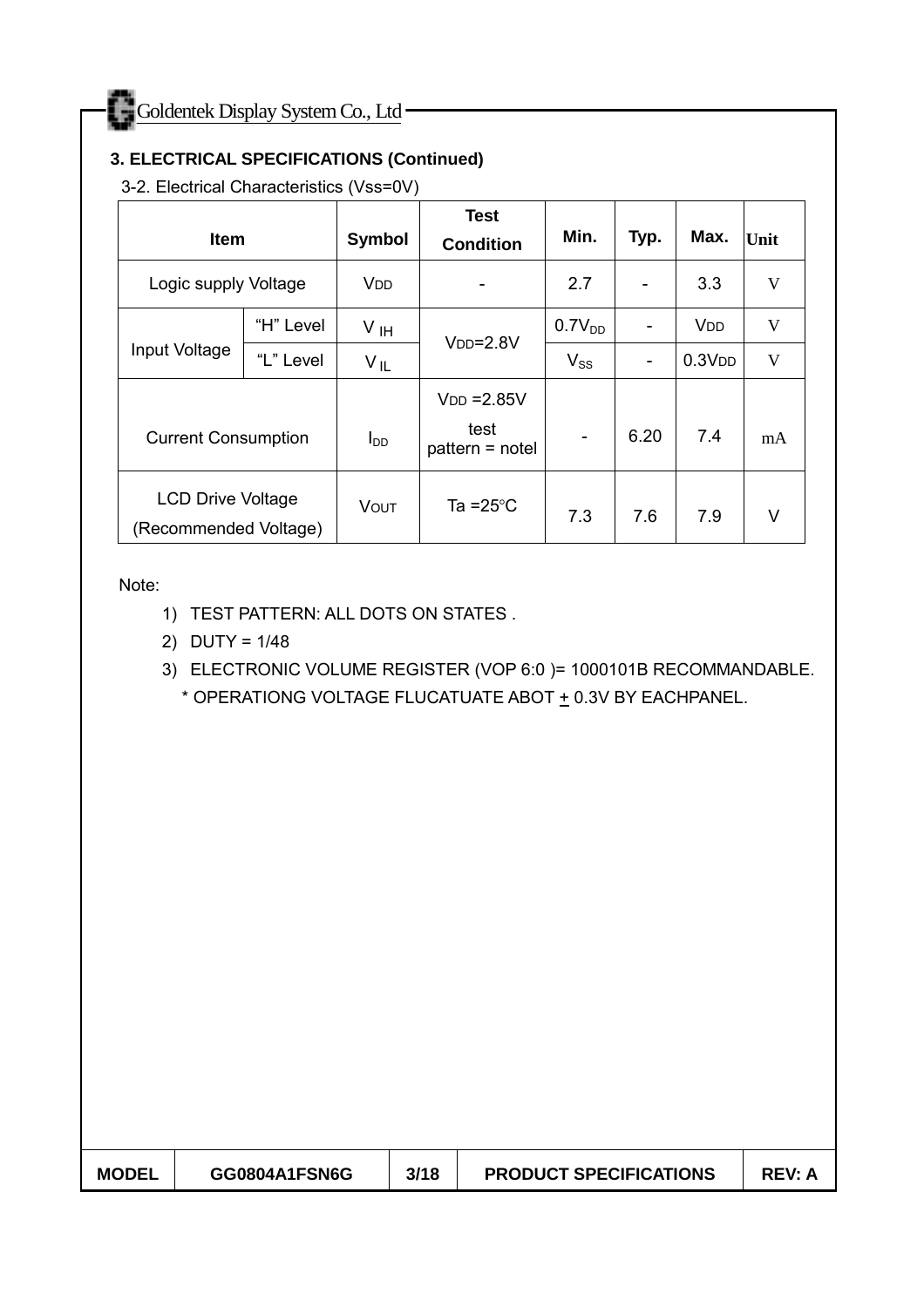### 3. ELECTRICAL SPECIFICATIONS (Continued)

3-2. Electrical Characteristics (Vss=0V)

| Item | | Symbol | Test Condition | Min. | Typ. | Max. | Unit |
|---|---|---|---|---|---|---|---|
| Logic supply Voltage | | $V_{DD}$ | - | 2.7 | - | 3.3 | V |
| Input Voltage | "H" Level | $V_{IH}$ | $V_{DD}$=2.8V | $0.7V_{DD}$ | - | $V_{DD}$ | V |
| | "L" Level | $V_{IL}$ | | $V_{SS}$ | - | $0.3V_{DD}$ | V |
| Current Consumption | | $I_{DD}$ | $V_{DD}$ =2.85V test pattern = notel | - | 6.20 | 7.4 | mA |
| LCD Drive Voltage (Recommended Voltage) | | $V_{OUT}$ | Ta =25°C | 7.3 | 7.6 | 7.9 | V |

Note:

1) TEST PATTERN: ALL DOTS ON STATES .
2) DUTY = 1/48
3) ELECTRONIC VOLUME REGISTER (VOP 6:0 )= 1000101B RECOMMANDABLE.
   * OPERATIONG VOLTAGE FLUCATUATE ABOT ± 0.3V BY EACHPANEL.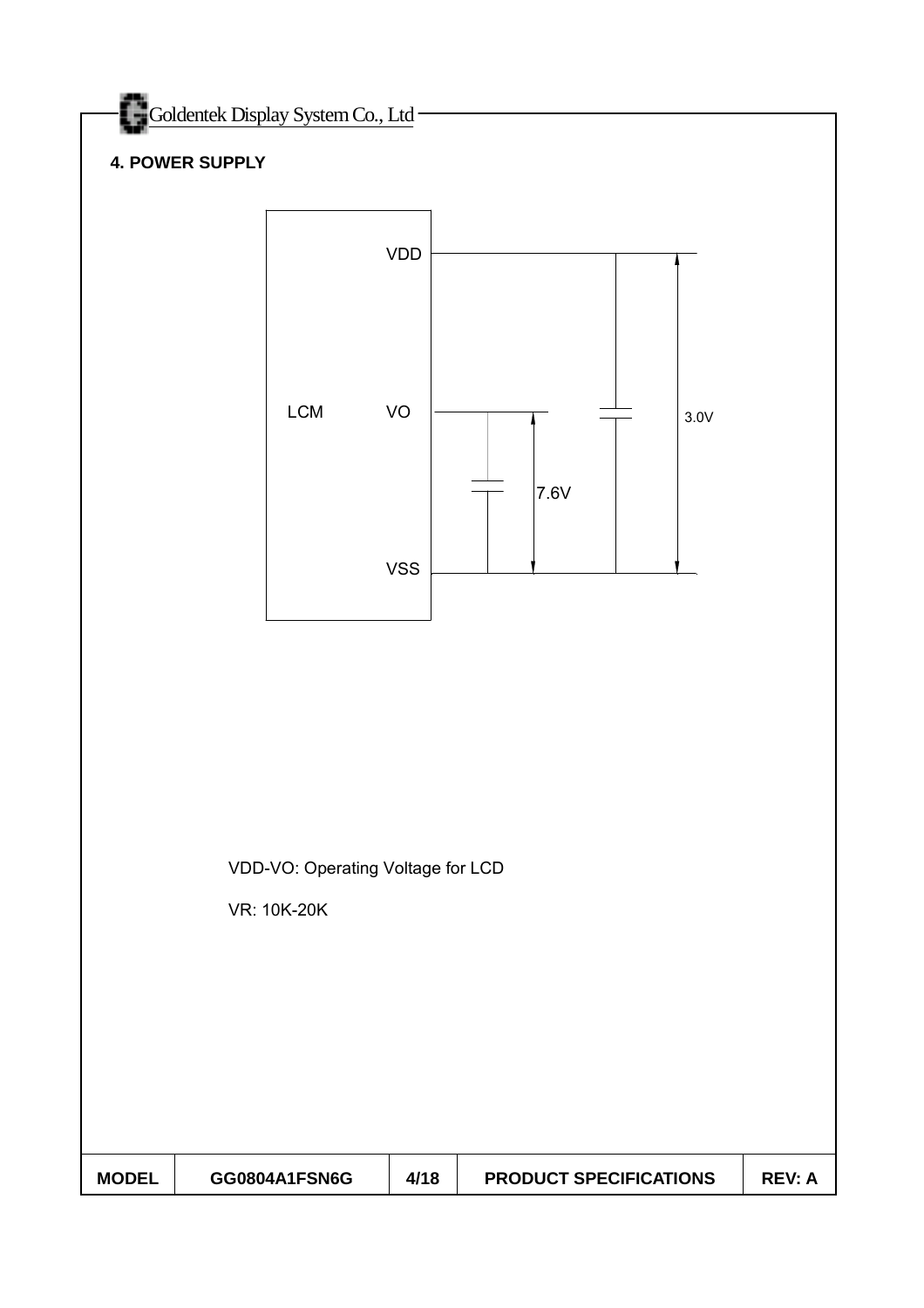## 4. POWER SUPPLY

LCM

VDD

VO

VSS

7.6V

3.0V

VDD-VO: Operating Voltage for LCD

VR: 10K-20K

| MODEL | GG0804A1FSN6G | 4/18 | PRODUCT SPECIFICATIONS | REV: A |
|---|---|---|---|---|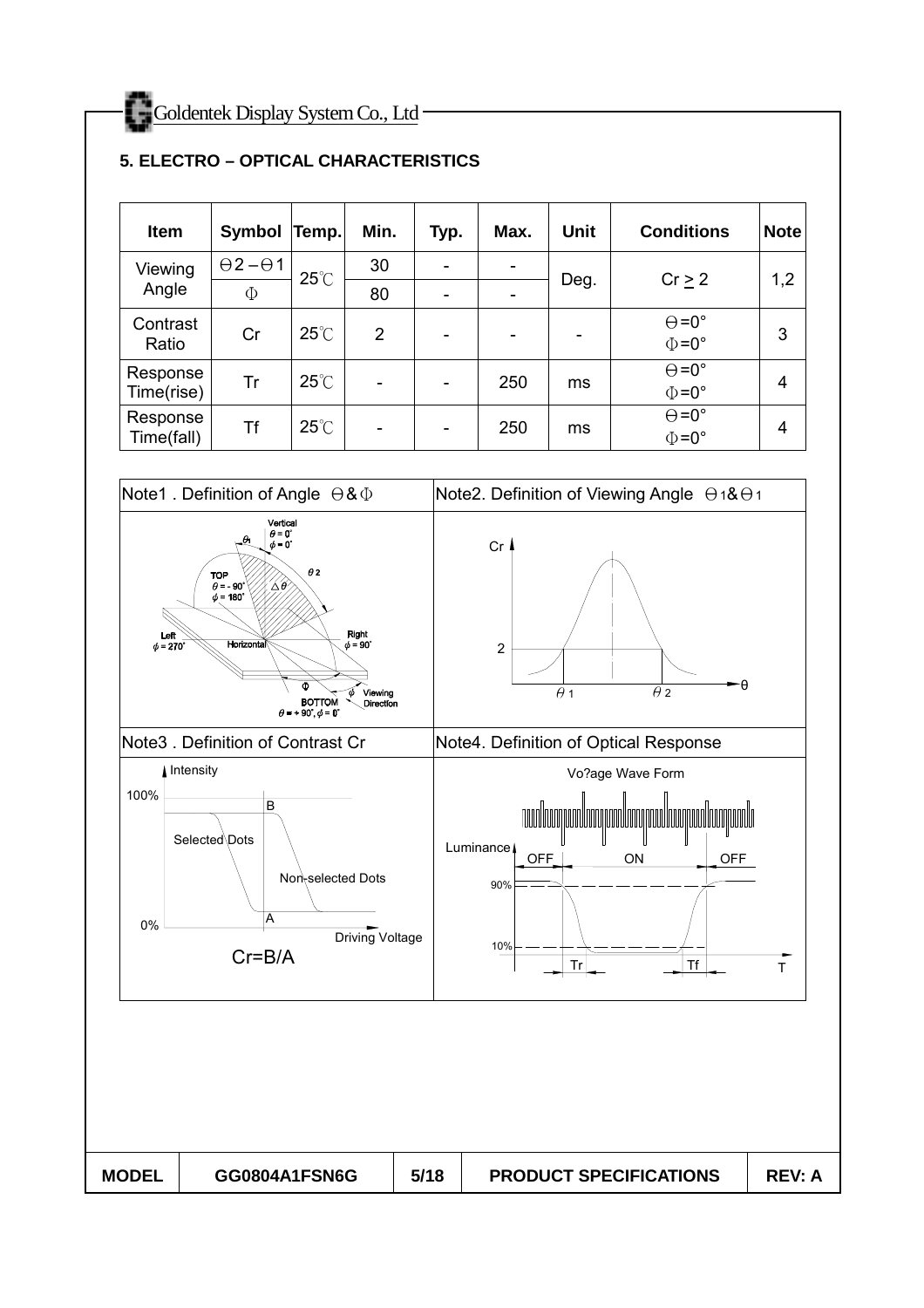## 5. ELECTRO – OPTICAL CHARACTERISTICS

| Item | Symbol | Temp. | Min. | Typ. | Max. | Unit | Conditions | Note |
|---|---|---|---|---|---|---|---|---|
| Viewing Angle | $\Theta 2 - \Theta 1$ | 25℃ | 30 | - | - | Deg. | Cr ≥ 2 | 1,2 |
| | $\Phi$ | | 80 | - | - | | | |
| Contrast Ratio | Cr | 25℃ | 2 | - | - | - | $\Theta$=0° $\Phi$=0° | 3 |
| Response Time(rise) | Tr | 25℃ | - | - | 250 | ms | $\Theta$=0° $\Phi$=0° | 4 |
| Response Time(fall) | Tf | 25℃ | - | - | 250 | ms | $\Theta$=0° $\Phi$=0° | 4 |

Note1 . Definition of Angle $\Theta$ & $\Phi$

Vertical $\theta = 0°$ $\phi = 0°$; TOP $\theta = -90°$ $\phi = 180°$; Left $\phi = 270°$; Horizontal; Right $\phi = 90°$; BOTTOM $\theta = +90°, \phi = 0°$; Viewing Direction

Note2. Definition of Viewing Angle $\Theta 1$ & $\Theta 1$

Cr; 2; $\theta 1$; $\theta 2$; θ

Note3 . Definition of Contrast Cr

Intensity; 100%; 0%; B; A; Selected Dots; Non-selected Dots; Driving Voltage

Cr=B/A

Note4. Definition of Optical Response

Vo?age Wave Form; Luminance; OFF; ON; OFF; 90%; 10%; Tr; Tf; T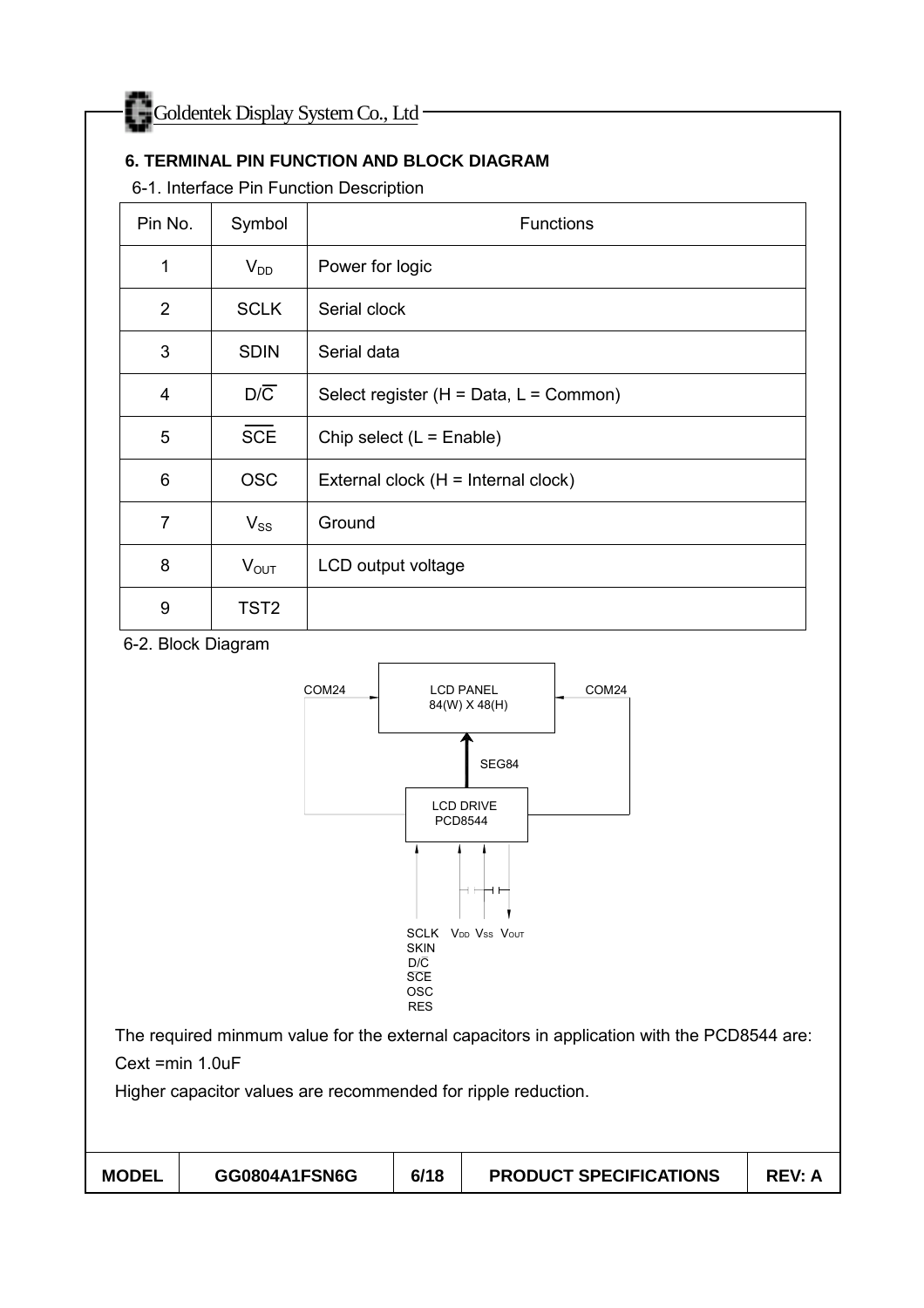## 6. TERMINAL PIN FUNCTION AND BLOCK DIAGRAM

6-1. Interface Pin Function Description

| Pin No. | Symbol | Functions |
|---|---|---|
| 1 | $V_{DD}$ | Power for logic |
| 2 | SCLK | Serial clock |
| 3 | SDIN | Serial data |
| 4 | D/$\overline{C}$ | Select register (H = Data, L = Common) |
| 5 | $\overline{SCE}$ | Chip select (L = Enable) |
| 6 | OSC | External clock (H = Internal clock) |
| 7 | $V_{SS}$ | Ground |
| 8 | $V_{OUT}$ | LCD output voltage |
| 9 | TST2 | |

6-2. Block Diagram

COM24 LCD PANEL 84(W) X 48(H) COM24

SEG84

LCD DRIVE PCD8544

SCLK SKIN D/C SCE OSC RES $V_{DD}$ $V_{SS}$ $V_{OUT}$

The required minmum value for the external capacitors in application with the PCD8544 are:

Cext =min 1.0uF

Higher capacitor values are recommended for ripple reduction.

| MODEL | GG0804A1FSN6G | 6/18 | PRODUCT SPECIFICATIONS | REV: A |
|---|---|---|---|---|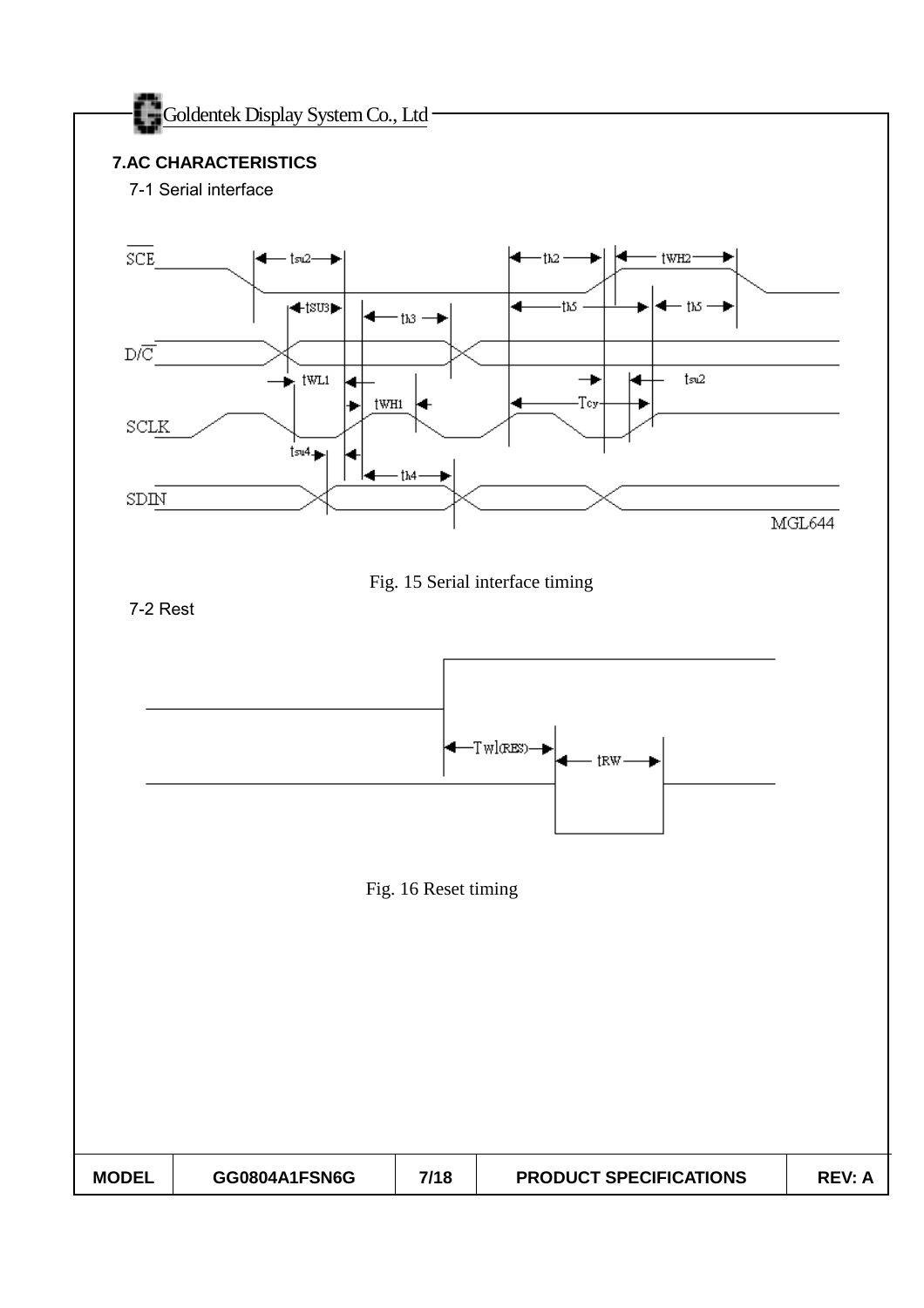## 7.AC CHARACTERISTICS

### 7-1 Serial interface

Fig. 15 Serial interface timing

### 7-2 Rest

Fig. 16 Reset timing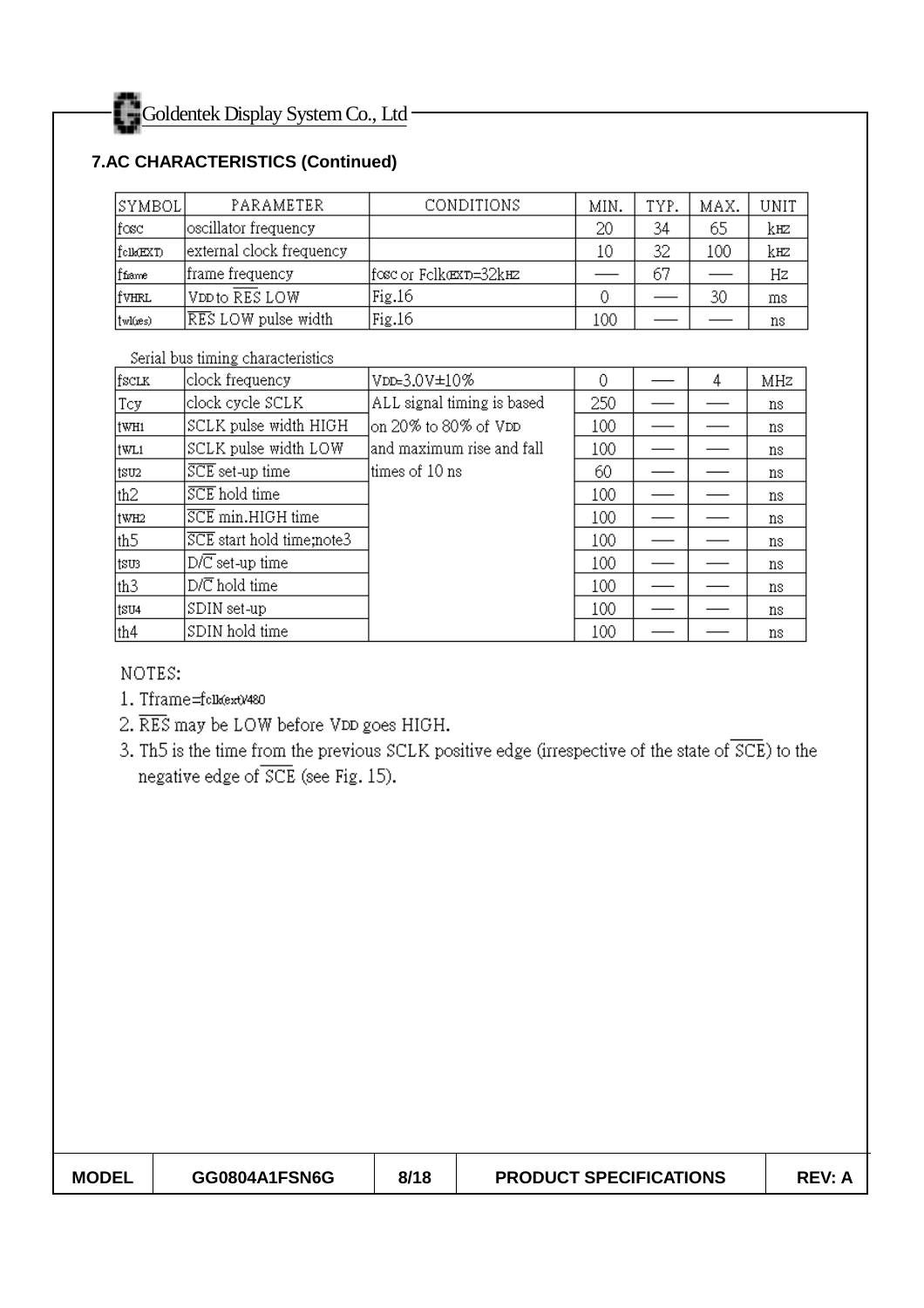## 7.AC CHARACTERISTICS (Continued)

| SYMBOL | PARAMETER | CONDITIONS | MIN. | TYP. | MAX. | UNIT |
|---|---|---|---|---|---|---|
| $f_{osc}$ | oscillator frequency | | 20 | 34 | 65 | kHz |
| $f_{clk(EXT)}$ | external clock frequency | | 10 | 32 | 100 | kHz |
| $f_{frame}$ | frame frequency | $f_{osc}$ or $F_{clk(EXT)}$=32kHz | — | 67 | — | Hz |
| $f_{VHRL}$ | $V_{DD}$ to $\overline{RES}$ LOW | Fig.16 | 0 | — | 30 | ms |
| $t_{wl(res)}$ | $\overline{RES}$ LOW pulse width | Fig.16 | 100 | — | — | ns |

Serial bus timing characteristics

| SYMBOL | PARAMETER | CONDITIONS | MIN. | TYP. | MAX. | UNIT |
|---|---|---|---|---|---|---|
| $f_{SCLK}$ | clock frequency | $V_{DD}$=3.0V±10% | 0 | — | 4 | MHz |
| Tcy | clock cycle SCLK | ALL signal timing is based on 20% to 80% of $V_{DD}$ and maximum rise and fall times of 10 ns | 250 | — | — | ns |
| $t_{WH1}$ | SCLK pulse width HIGH | | 100 | — | — | ns |
| $t_{WL1}$ | SCLK pulse width LOW | | 100 | — | — | ns |
| $t_{SU2}$ | $\overline{SCE}$ set-up time | | 60 | — | — | ns |
| th2 | $\overline{SCE}$ hold time | | 100 | — | — | ns |
| $t_{WH2}$ | $\overline{SCE}$ min.HIGH time | | 100 | — | — | ns |
| th5 | $\overline{SCE}$ start hold time;note3 | | 100 | — | — | ns |
| $t_{SU3}$ | D/$\overline{C}$ set-up time | | 100 | — | — | ns |
| th3 | D/$\overline{C}$ hold time | | 100 | — | — | ns |
| $t_{SU4}$ | SDIN set-up | | 100 | — | — | ns |
| th4 | SDIN hold time | | 100 | — | — | ns |

NOTES:

1. Tframe=$f_{clk(ext)}$/480
2. $\overline{RES}$ may be LOW before $V_{DD}$ goes HIGH.
3. Th5 is the time from the previous SCLK positive edge (irrespective of the state of $\overline{SCE}$) to the negative edge of $\overline{SCE}$ (see Fig. 15).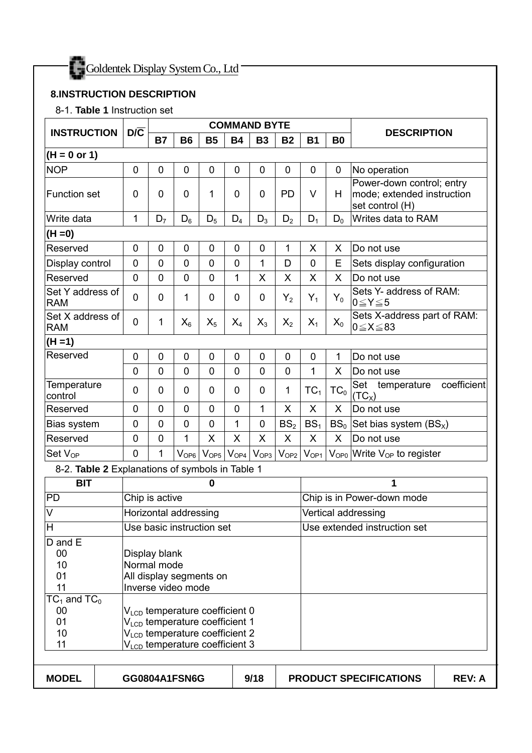## 8.INSTRUCTION DESCRIPTION

8-1. **Table 1** Instruction set

| INSTRUCTION | D/$\overline{C}$ | COMMAND BYTE | | | | | | | | DESCRIPTION |
|---|---|---|---|---|---|---|---|---|---|---|
| | | B7 | B6 | B5 | B4 | B3 | B2 | B1 | B0 | |
| **(H = 0 or 1)** | | | | | | | | | | |
| NOP | 0 | 0 | 0 | 0 | 0 | 0 | 0 | 0 | 0 | No operation |
| Function set | 0 | 0 | 0 | 1 | 0 | 0 | PD | V | H | Power-down control; entry mode; extended instruction set control (H) |
| Write data | 1 | $D_7$ | $D_6$ | $D_5$ | $D_4$ | $D_3$ | $D_2$ | $D_1$ | $D_0$ | Writes data to RAM |
| **(H =0)** | | | | | | | | | | |
| Reserved | 0 | 0 | 0 | 0 | 0 | 0 | 1 | X | X | Do not use |
| Display control | 0 | 0 | 0 | 0 | 0 | 1 | D | 0 | E | Sets display configuration |
| Reserved | 0 | 0 | 0 | 0 | 1 | X | X | X | X | Do not use |
| Set Y address of RAM | 0 | 0 | 1 | 0 | 0 | 0 | $Y_2$ | $Y_1$ | $Y_0$ | Sets Y- address of RAM: $0 \leqq Y \leqq 5$ |
| Set X address of RAM | 0 | 1 | $X_6$ | $X_5$ | $X_4$ | $X_3$ | $X_2$ | $X_1$ | $X_0$ | Sets X-address part of RAM: $0 \leqq X \leqq 83$ |
| **(H =1)** | | | | | | | | | | |
| Reserved | 0 | 0 | 0 | 0 | 0 | 0 | 0 | 0 | 1 | Do not use |
| | 0 | 0 | 0 | 0 | 0 | 0 | 0 | 1 | X | Do not use |
| Temperature control | 0 | 0 | 0 | 0 | 0 | 0 | 1 | $TC_1$ | $TC_0$ | Set temperature coefficient ($TC_X$) |
| Reserved | 0 | 0 | 0 | 0 | 0 | 1 | X | X | X | Do not use |
| Bias system | 0 | 0 | 0 | 0 | 1 | 0 | $BS_2$ | $BS_1$ | $BS_0$ | Set bias system ($BS_X$) |
| Reserved | 0 | 0 | 1 | X | X | X | X | X | X | Do not use |
| Set $V_{OP}$ | 0 | 1 | $V_{OP6}$ | $V_{OP5}$ | $V_{OP4}$ | $V_{OP3}$ | $V_{OP2}$ | $V_{OP1}$ | $V_{OP0}$ | Write $V_{OP}$ to register |

8-2. **Table 2** Explanations of symbols in Table 1

| BIT | 0 | 1 |
|---|---|---|
| PD | Chip is active | Chip is in Power-down mode |
| V | Horizontal addressing | Vertical addressing |
| H | Use basic instruction set | Use extended instruction set |
| D and E<br>00<br>10<br>01<br>11 | <br>Display blank<br>Normal mode<br>All display segments on<br>Inverse video mode | |
| $TC_1$ and $TC_0$<br>00<br>01<br>10<br>11 | <br>$V_{LCD}$ temperature coefficient 0<br>$V_{LCD}$ temperature coefficient 1<br>$V_{LCD}$ temperature coefficient 2<br>$V_{LCD}$ temperature coefficient 3 | |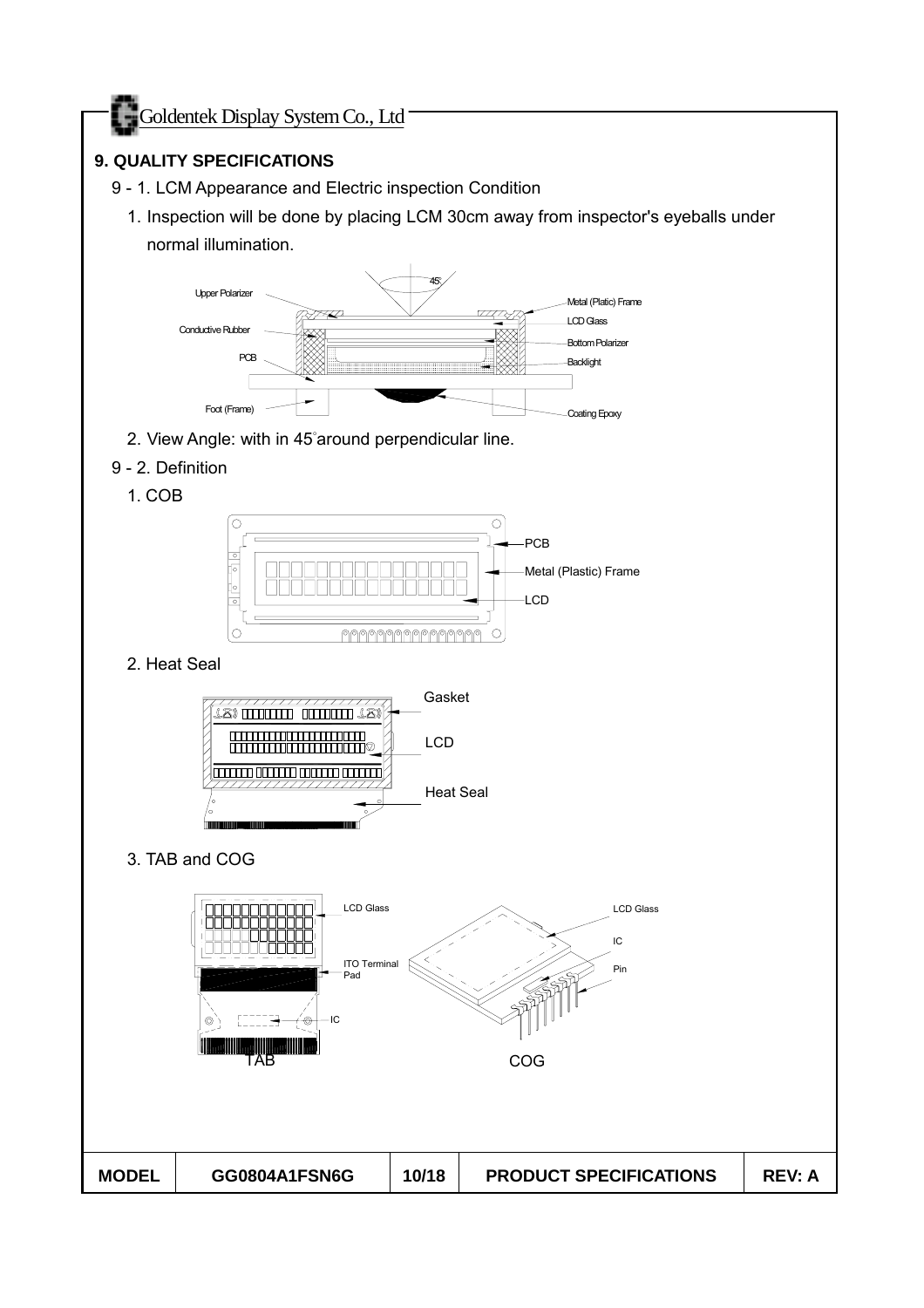## 9. QUALITY SPECIFICATIONS

9 - 1. LCM Appearance and Electric inspection Condition

1. Inspection will be done by placing LCM 30cm away from inspector's eyeballs under normal illumination.

Upper Polarizer
Conductive Rubber
PCB
Foot (Frame)
45°
Metal (Platic) Frame
LCD Glass
Bottom Polarizer
Backlight
Coating Epoxy

2. View Angle: with in 45°around perpendicular line.

9 - 2. Definition

1. COB

PCB
Metal (Plastic) Frame
LCD

2. Heat Seal

Gasket
LCD
Heat Seal

3. TAB and COG

LCD Glass
ITO Terminal Pad
IC
TAB

LCD Glass
IC
Pin
COG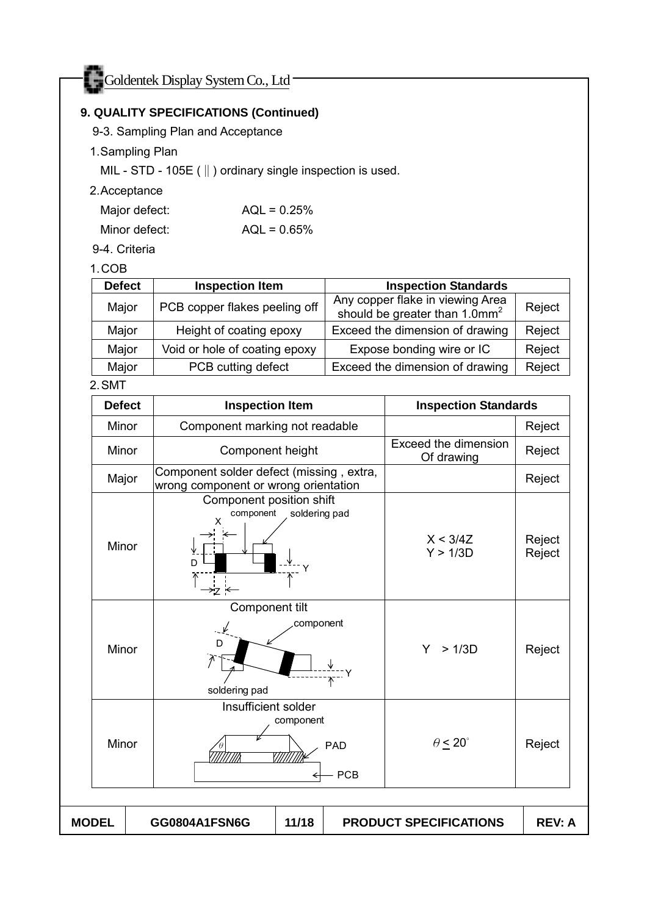## 9. QUALITY SPECIFICATIONS (Continued)

9-3. Sampling Plan and Acceptance

1. Sampling Plan

MIL - STD - 105E ( Ⅱ ) ordinary single inspection is used.

2. Acceptance

| | |
|---|---|
| Major defect: | AQL = 0.25% |
| Minor defect: | AQL = 0.65% |

9-4. Criteria

1. COB

| Defect | Inspection Item | Inspection Standards | |
|---|---|---|---|
| Major | PCB copper flakes peeling off | Any copper flake in viewing Area should be greater than 1.0mm$^2$ | Reject |
| Major | Height of coating epoxy | Exceed the dimension of drawing | Reject |
| Major | Void or hole of coating epoxy | Expose bonding wire or IC | Reject |
| Major | PCB cutting defect | Exceed the dimension of drawing | Reject |

2. SMT

| Defect | Inspection Item | Inspection Standards | |
|---|---|---|---|
| Minor | Component marking not readable | | Reject |
| Minor | Component height | Exceed the dimension Of drawing | Reject |
| Major | Component solder defect (missing , extra, wrong component or wrong orientation | | Reject |
| Minor | Component position shift (component, soldering pad, X, D, Y, Z) | $X < 3/4Z$<br>$Y > 1/3D$ | Reject<br>Reject |
| Minor | Component tilt (component, D, Y, soldering pad) | $Y > 1/3D$ | Reject |
| Minor | Insufficient solder (component, $\theta$, PAD, PCB) | $\theta \leq 20^\circ$ | Reject |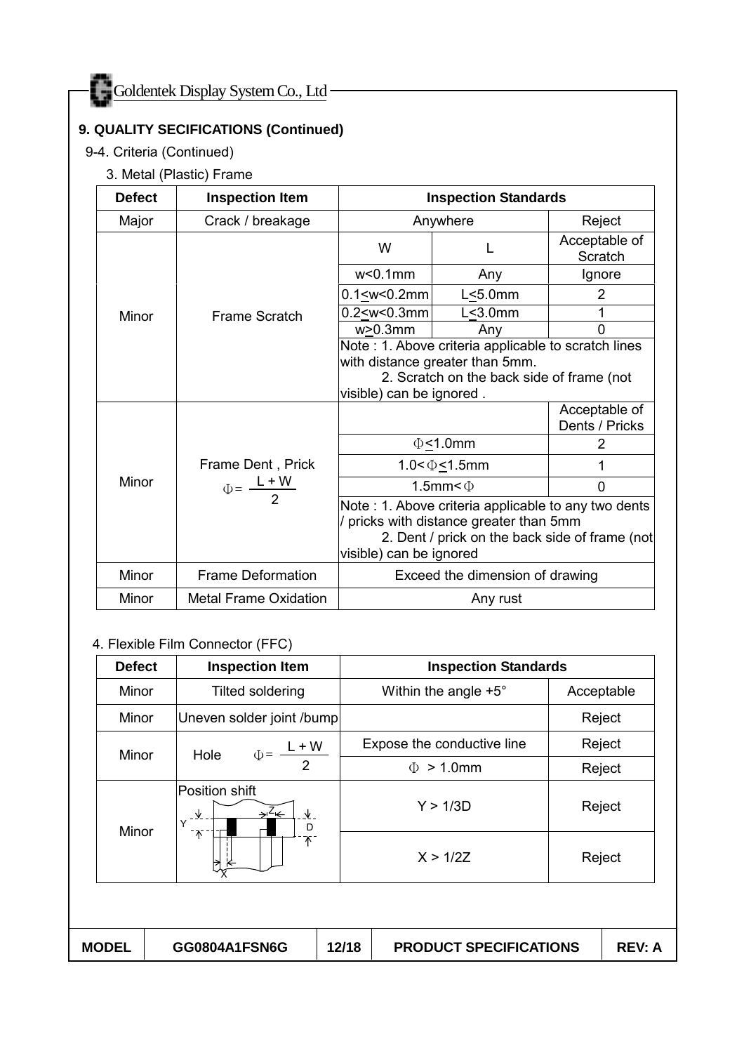## 9. QUALITY SECIFICATIONS (Continued)

9-4. Criteria (Continued)

3. Metal (Plastic) Frame

| Defect | Inspection Item | Inspection Standards | | |
|---|---|---|---|---|
| Major | Crack / breakage | Anywhere | | Reject |
| Minor | Frame Scratch | W | L | Acceptable of Scratch |
| | | w<0.1mm | Any | Ignore |
| | | 0.1≤w<0.2mm | L≤5.0mm | 2 |
| | | 0.2≤w<0.3mm | L≤3.0mm | 1 |
| | | w≥0.3mm | Any | 0 |
| | | Note : 1. Above criteria applicable to scratch lines with distance greater than 5mm. 2. Scratch on the back side of frame (not visible) can be ignored . | | |
| Minor | Frame Dent , Prick $\Phi = \frac{L + W}{2}$ | | | Acceptable of Dents / Pricks |
| | | Φ≤1.0mm | | 2 |
| | | 1.0<Φ≤1.5mm | | 1 |
| | | 1.5mm<Φ | | 0 |
| | | Note : 1. Above criteria applicable to any two dents / pricks with distance greater than 5mm 2. Dent / prick on the back side of frame (not visible) can be ignored | | |
| Minor | Frame Deformation | Exceed the dimension of drawing | | |
| Minor | Metal Frame Oxidation | Any rust | | |

4. Flexible Film Connector (FFC)

| Defect | Inspection Item | Inspection Standards | |
|---|---|---|---|
| Minor | Tilted soldering | Within the angle +5° | Acceptable |
| Minor | Uneven solder joint /bump | | Reject |
| Minor | Hole $\Phi = \frac{L + W}{2}$ | Expose the conductive line | Reject |
| | | Φ > 1.0mm | Reject |
| Minor | Position shift (Y, Z, D, X) | Y > 1/3D | Reject |
| | | X > 1/2Z | Reject |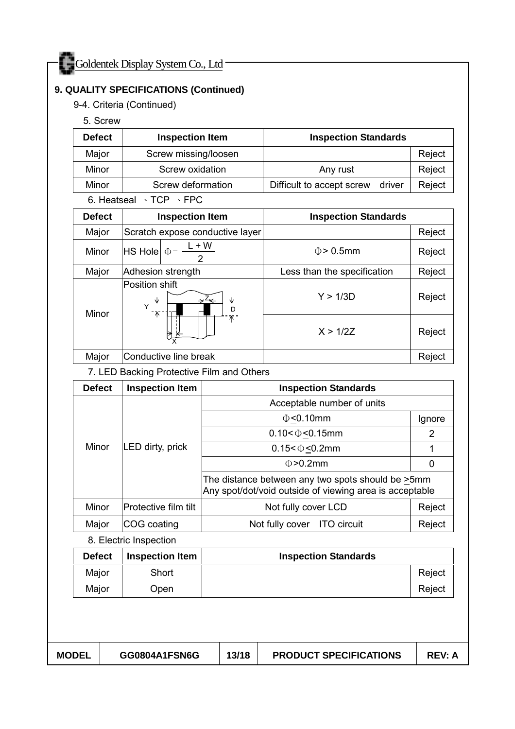## 9. QUALITY SPECIFICATIONS (Continued)

9-4. Criteria (Continued)

5. Screw

| Defect | Inspection Item | Inspection Standards | |
|---|---|---|---|
| Major | Screw missing/loosen | | Reject |
| Minor | Screw oxidation | Any rust | Reject |
| Minor | Screw deformation | Difficult to accept screw driver | Reject |

6. Heatseal 、TCP 、FPC

| Defect | Inspection Item | Inspection Standards | |
|---|---|---|---|
| Major | Scratch expose conductive layer | | Reject |
| Minor | HS Hole $\Phi = \frac{L + W}{2}$ | $\Phi$ > 0.5mm | Reject |
| Major | Adhesion strength | Less than the specification | Reject |
| Minor | Position shift | Y > 1/3D | Reject |
| | | X > 1/2Z | Reject |
| Major | Conductive line break | | Reject |

7. LED Backing Protective Film and Others

| Defect | Inspection Item | Inspection Standards | |
|---|---|---|---|
| Minor | LED dirty, prick | Acceptable number of units | |
| | | $\Phi \leq$ 0.10mm | Ignore |
| | | 0.10< $\Phi \leq$ 0.15mm | 2 |
| | | 0.15< $\Phi \leq$ 0.2mm | 1 |
| | | $\Phi$ >0.2mm | 0 |
| | | The distance between any two spots should be ≥5mm<br>Any spot/dot/void outside of viewing area is acceptable | |
| Minor | Protective film tilt | Not fully cover LCD | Reject |
| Major | COG coating | Not fully cover ITO circuit | Reject |

8. Electric Inspection

| Defect | Inspection Item | Inspection Standards | |
|---|---|---|---|
| Major | Short | | Reject |
| Major | Open | | Reject |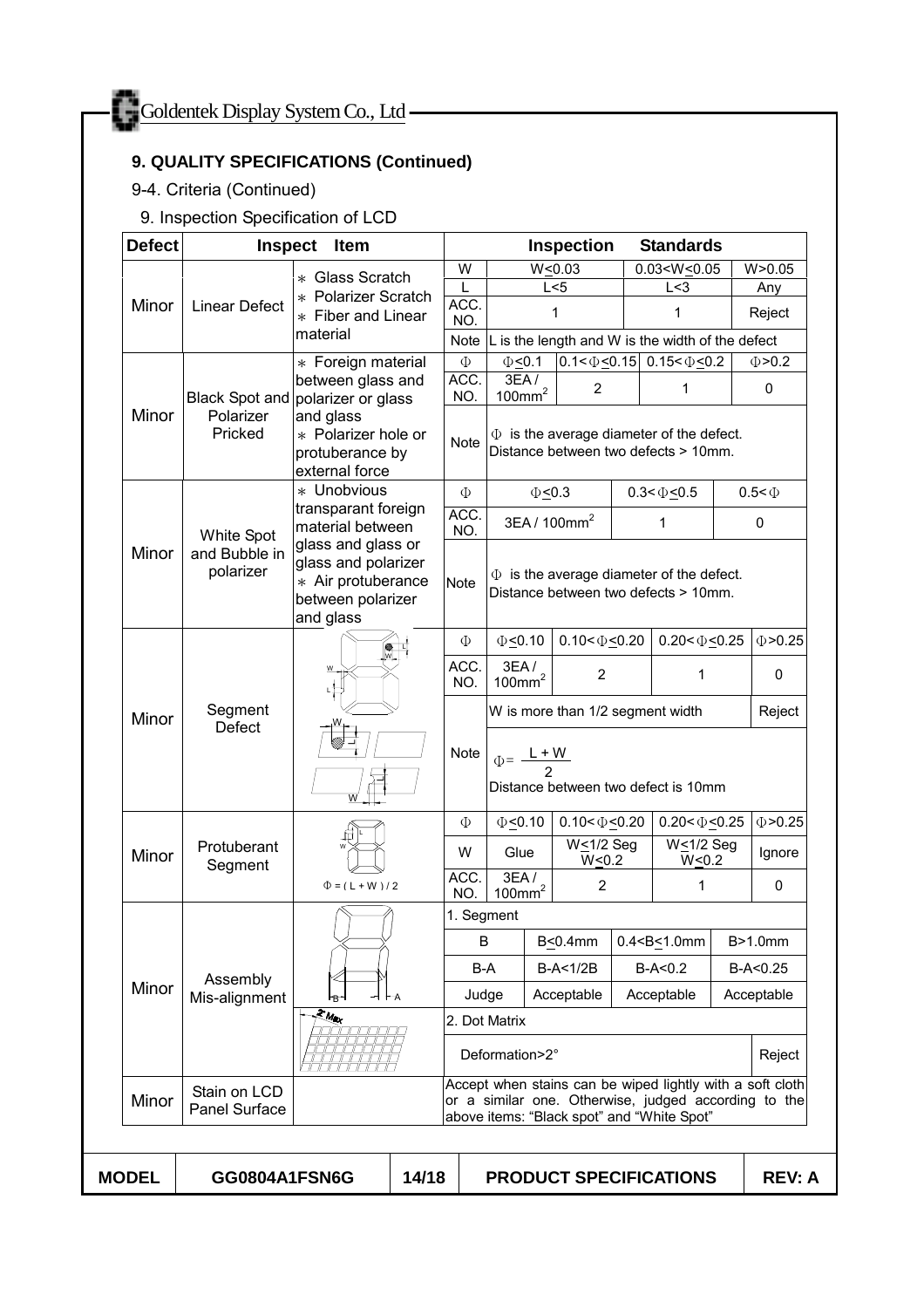## 9. QUALITY SPECIFICATIONS (Continued)

9-4. Criteria (Continued)

9. Inspection Specification of LCD

| Defect | Inspect Item | | Inspection Standards | | | | |
|---|---|---|---|---|---|---|---|
| Minor | Linear Defect | * Glass Scratch<br>* Polarizer Scratch<br>* Fiber and Linear material | W | W≤0.03 | 0.03<W≤0.05 | | W>0.05 |
| | | | L | L<5 | L<3 | | Any |
| | | | ACC. NO. | 1 | 1 | | Reject |
| | | | Note | L is the length and W is the width of the defect | | | |
| Minor | Black Spot and Polarizer Pricked | * Foreign material between glass and polarizer or glass and glass<br>* Polarizer hole or protuberance by external force | Φ | Φ≤0.1 | 0.1<Φ≤0.15 | 0.15<Φ≤0.2 | Φ>0.2 |
| | | | ACC. NO. | 3EA / $100mm^2$ | 2 | 1 | 0 |
| | | | Note | Φ is the average diameter of the defect. Distance between two defects > 10mm. | | | |
| Minor | White Spot and Bubble in polarizer | * Unobvious transparant foreign material between glass and glass or glass and polarizer<br>* Air protuberance between polarizer and glass | Φ | Φ≤0.3 | 0.3<Φ≤0.5 | | 0.5<Φ |
| | | | ACC. NO. | 3EA / $100mm^2$ | 1 | | 0 |
| | | | Note | Φ is the average diameter of the defect. Distance between two defects > 10mm. | | | |
| Minor | Segment Defect | | Φ | Φ≤0.10 | 0.10<Φ≤0.20 | 0.20<Φ≤0.25 | Φ>0.25 |
| | | | ACC. NO. | 3EA / $100mm^2$ | 2 | 1 | 0 |
| | | | Note | W is more than 1/2 segment width | | | Reject |
| | | | | $\Phi = \frac{L + W}{2}$<br>Distance between two defect is 10mm | | | |
| Minor | Protuberant Segment | Φ = ( L + W ) / 2 | Φ | Φ≤0.10 | 0.10<Φ≤0.20 | 0.20<Φ≤0.25 | Φ>0.25 |
| | | | W | Glue | W≤1/2 Seg W≤0.2 | W≤1/2 Seg W≤0.2 | Ignore |
| | | | ACC. NO. | 3EA / $100mm^2$ | 2 | 1 | 0 |
| Minor | Assembly Mis-alignment | | 1. Segment | | | | |
| | | | B | | B≤0.4mm | 0.4<B≤1.0mm | B>1.0mm |
| | | | B-A | | B-A<1/2B | B-A<0.2 | B-A<0.25 |
| | | | Judge | | Acceptable | Acceptable | Acceptable |
| | | 2° Max | 2. Dot Matrix | | | | |
| | | | Deformation>2° | | | | Reject |
| Minor | Stain on LCD Panel Surface | | Accept when stains can be wiped lightly with a soft cloth or a similar one. Otherwise, judged according to the above items: "Black spot" and "White Spot" | | | | |

| MODEL | GG0804A1FSN6G | 14/18 | PRODUCT SPECIFICATIONS | REV: A |
|---|---|---|---|---|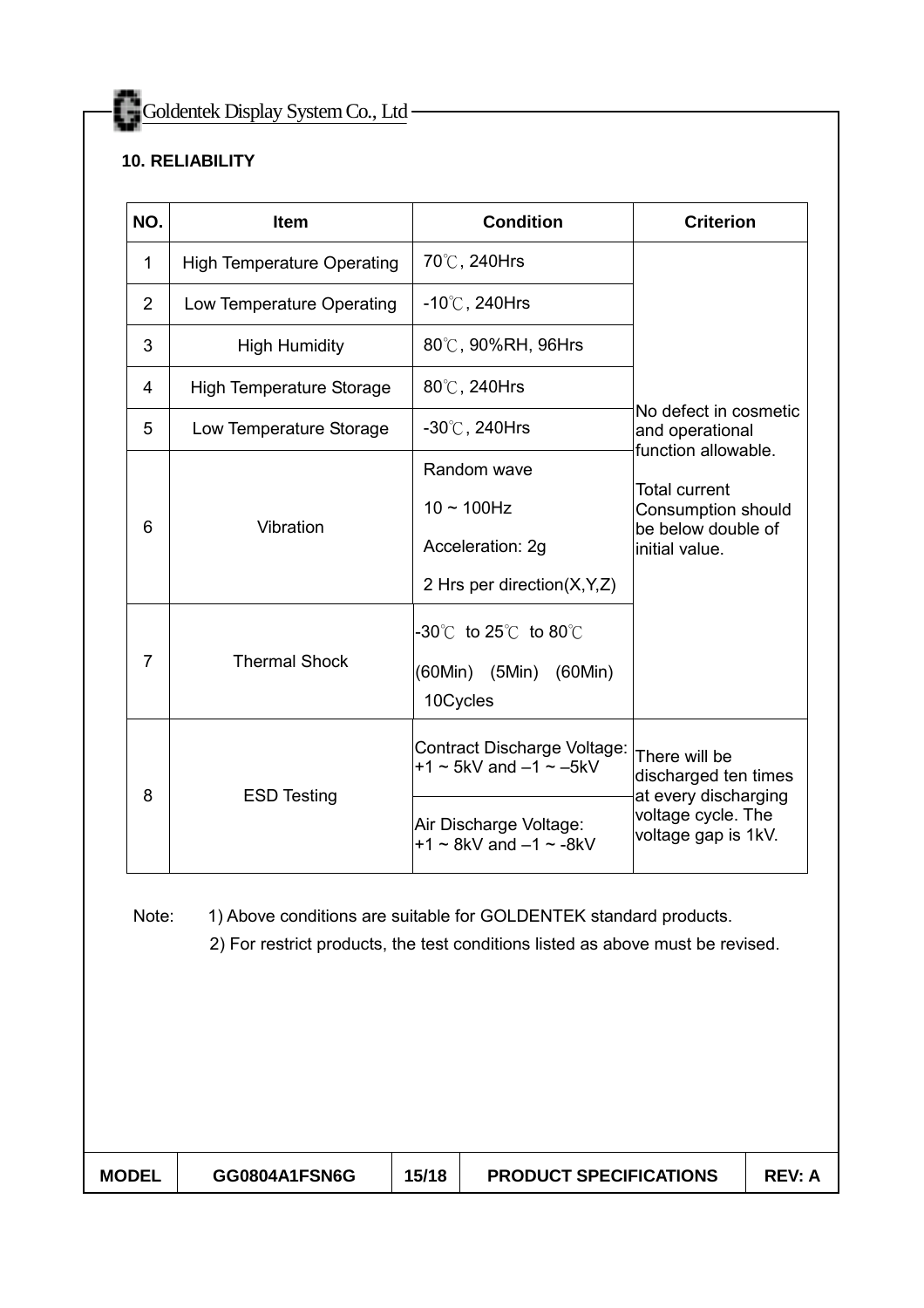## 10. RELIABILITY

| NO. | Item | Condition | Criterion |
|---|---|---|---|
| 1 | High Temperature Operating | 70℃, 240Hrs | No defect in cosmetic and operational function allowable. Total current Consumption should be below double of initial value. |
| 2 | Low Temperature Operating | -10℃, 240Hrs | |
| 3 | High Humidity | 80℃, 90%RH, 96Hrs | |
| 4 | High Temperature Storage | 80℃, 240Hrs | |
| 5 | Low Temperature Storage | -30℃, 240Hrs | |
| 6 | Vibration | Random wave<br>10 ~ 100Hz<br>Acceleration: 2g<br>2 Hrs per direction(X,Y,Z) | |
| 7 | Thermal Shock | -30℃ to 25℃ to 80℃<br>(60Min) (5Min) (60Min)<br>10Cycles | |
| 8 | ESD Testing | Contract Discharge Voltage: +1 ~ 5kV and –1 ~ –5kV | There will be discharged ten times at every discharging voltage cycle. The voltage gap is 1kV. |
| | | Air Discharge Voltage: +1 ~ 8kV and –1 ~ -8kV | |

Note: 1) Above conditions are suitable for GOLDENTEK standard products.
2) For restrict products, the test conditions listed as above must be revised.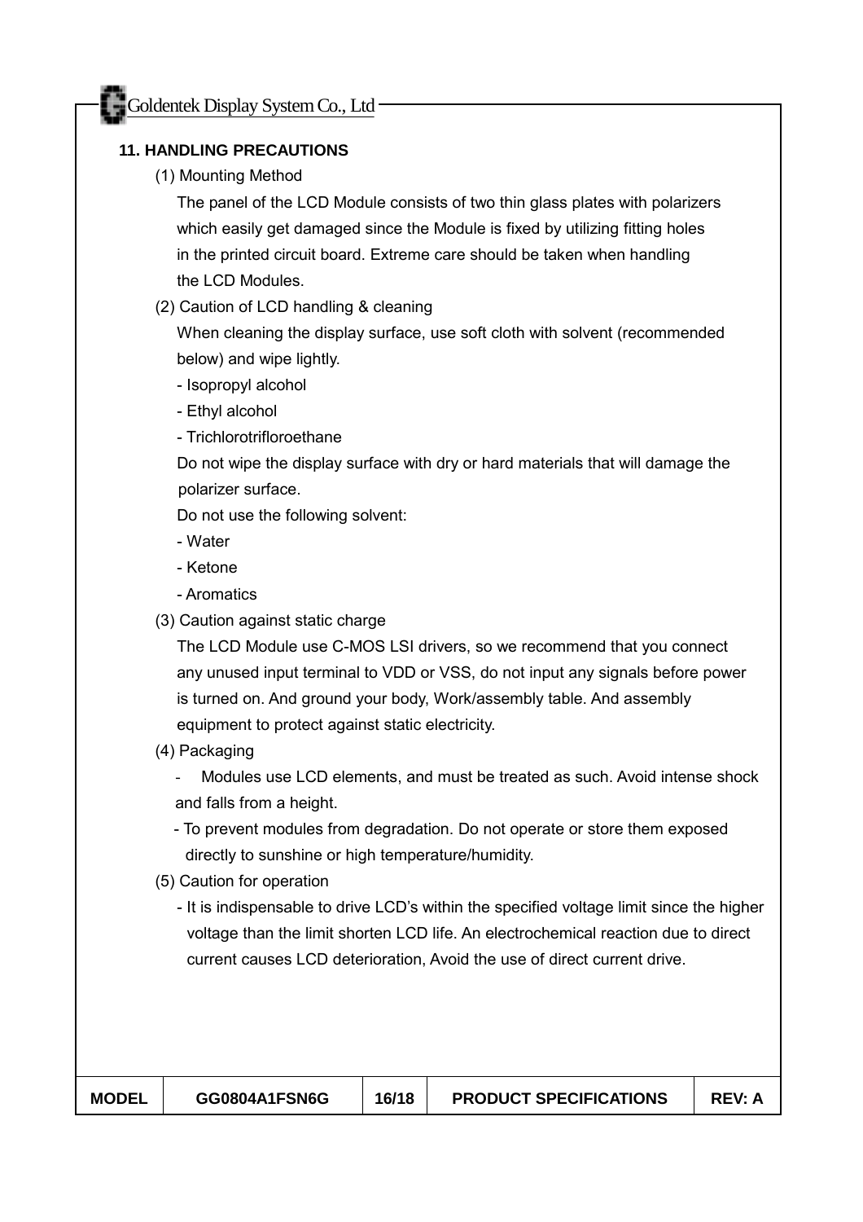## 11. HANDLING PRECAUTIONS

(1) Mounting Method

The panel of the LCD Module consists of two thin glass plates with polarizers which easily get damaged since the Module is fixed by utilizing fitting holes in the printed circuit board. Extreme care should be taken when handling the LCD Modules.

(2) Caution of LCD handling & cleaning

When cleaning the display surface, use soft cloth with solvent (recommended below) and wipe lightly.

- Isopropyl alcohol
- Ethyl alcohol
- Trichlorotrifloroethane

Do not wipe the display surface with dry or hard materials that will damage the polarizer surface.

Do not use the following solvent:

- Water
- Ketone
- Aromatics

(3) Caution against static charge

The LCD Module use C-MOS LSI drivers, so we recommend that you connect any unused input terminal to VDD or VSS, do not input any signals before power is turned on. And ground your body, Work/assembly table. And assembly equipment to protect against static electricity.

(4) Packaging

- Modules use LCD elements, and must be treated as such. Avoid intense shock and falls from a height.
- To prevent modules from degradation. Do not operate or store them exposed directly to sunshine or high temperature/humidity.

(5) Caution for operation

- It is indispensable to drive LCD's within the specified voltage limit since the higher voltage than the limit shorten LCD life. An electrochemical reaction due to direct current causes LCD deterioration, Avoid the use of direct current drive.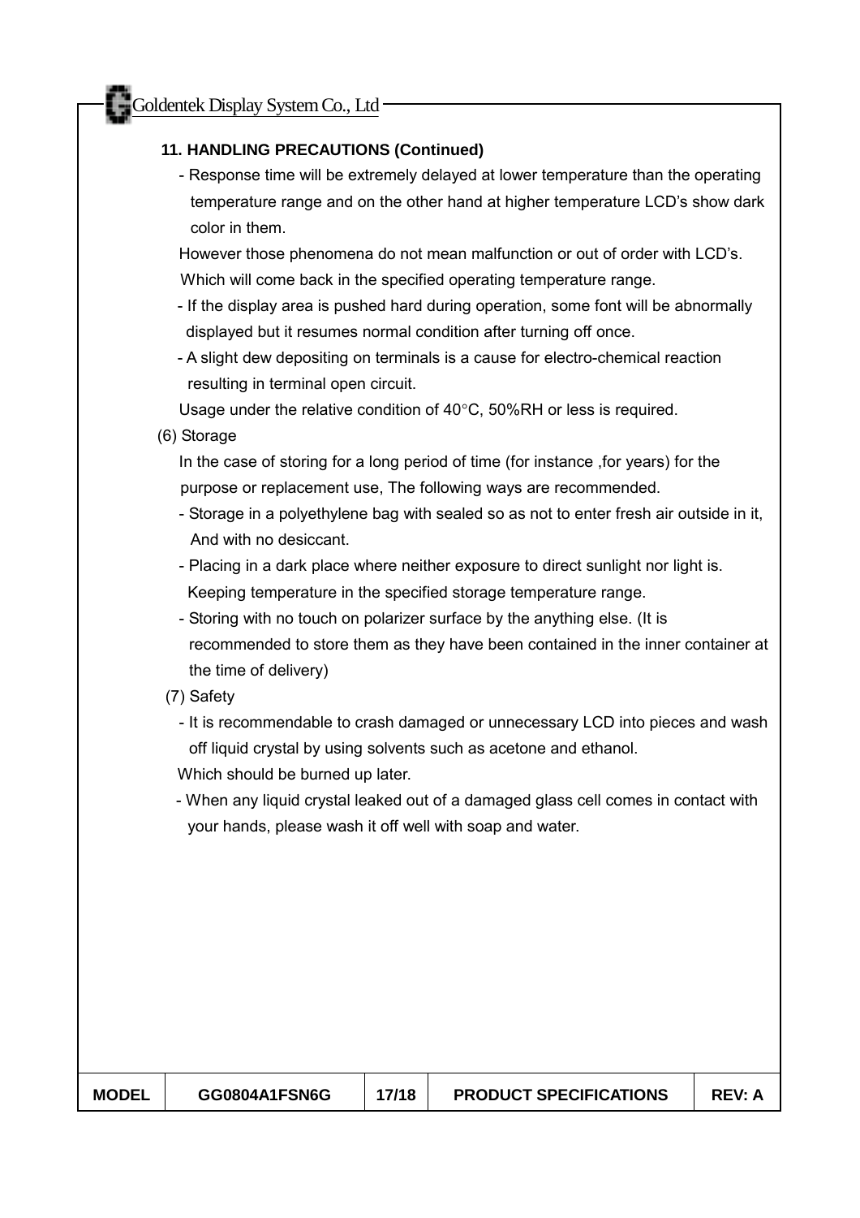**11. HANDLING PRECAUTIONS (Continued)**

- Response time will be extremely delayed at lower temperature than the operating temperature range and on the other hand at higher temperature LCD's show dark color in them.

  However those phenomena do not mean malfunction or out of order with LCD's. Which will come back in the specified operating temperature range.

- If the display area is pushed hard during operation, some font will be abnormally displayed but it resumes normal condition after turning off once.
- A slight dew depositing on terminals is a cause for electro-chemical reaction resulting in terminal open circuit.

  Usage under the relative condition of 40°C, 50%RH or less is required.

(6) Storage

In the case of storing for a long period of time (for instance ,for years) for the purpose or replacement use, The following ways are recommended.

- Storage in a polyethylene bag with sealed so as not to enter fresh air outside in it, And with no desiccant.
- Placing in a dark place where neither exposure to direct sunlight nor light is. Keeping temperature in the specified storage temperature range.
- Storing with no touch on polarizer surface by the anything else. (It is recommended to store them as they have been contained in the inner container at the time of delivery)

(7) Safety

- It is recommendable to crash damaged or unnecessary LCD into pieces and wash off liquid crystal by using solvents such as acetone and ethanol.

  Which should be burned up later.

- When any liquid crystal leaked out of a damaged glass cell comes in contact with your hands, please wash it off well with soap and water.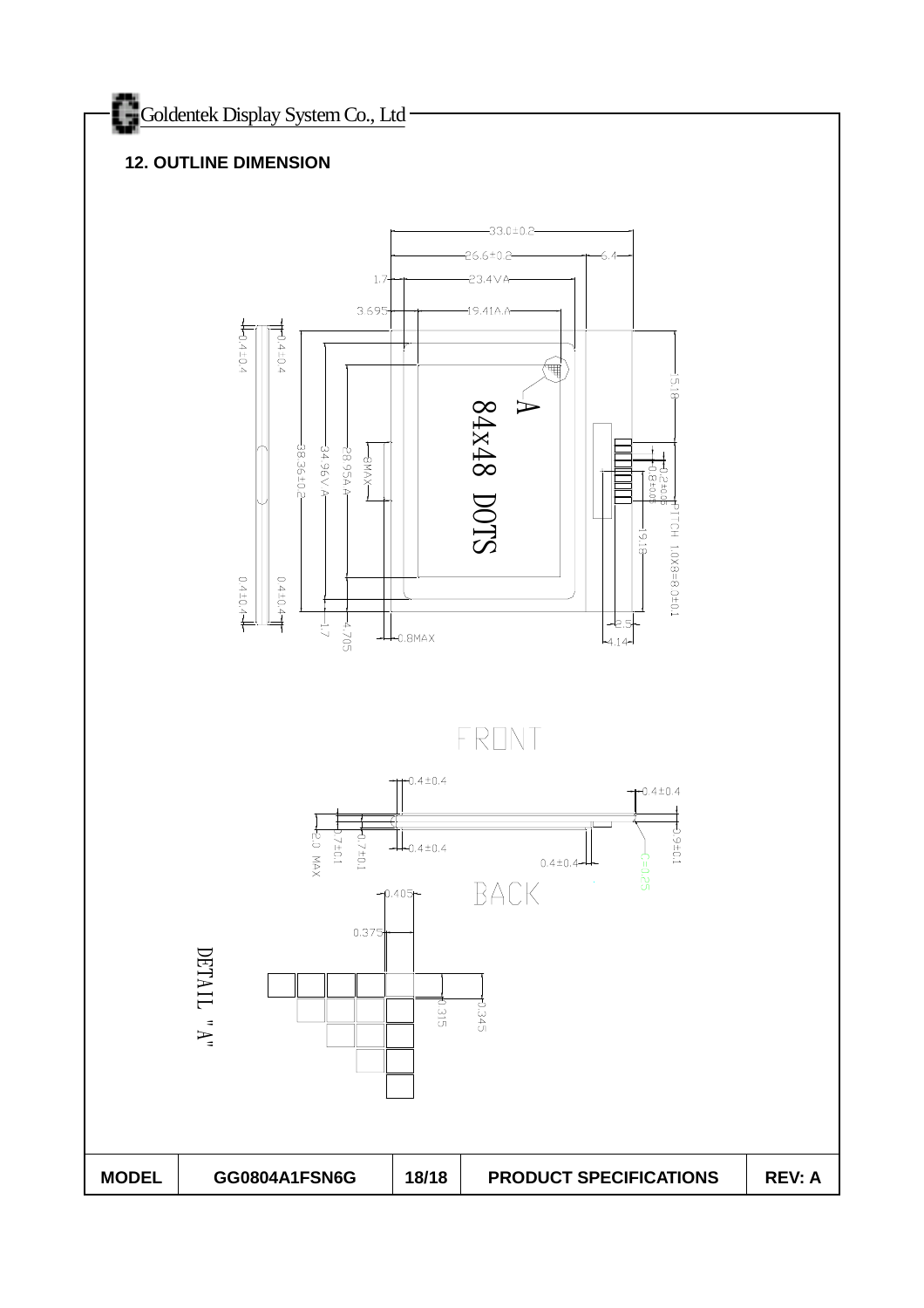## 12. OUTLINE DIMENSION

33.0±0.2
26.6±0.2
6.4
1.7
23.4VA
3.695
19.41A.A
0.4±0.4
0.4±0.4
38.36±0.2
34.96V.A
28.95A.A
8MAX
A
84x48 DOTS
15.18
0.2±0.05
0.8±0.05
PITCH 1.0X8=8.0±0.1
19.18
0.4±0.4
0.4±0.4
1.7
4.705
0.8MAX
2.5
4.14

FRONT

0.4±0.4
0.4±0.4
2.0 MAX
0.7±0.1
0.7±0.1
0.4±0.4
0.4±0.4
0.9±0.1
C=1.25

BACK

0.405
0.375
0.315
0.345

DETAIL "A"